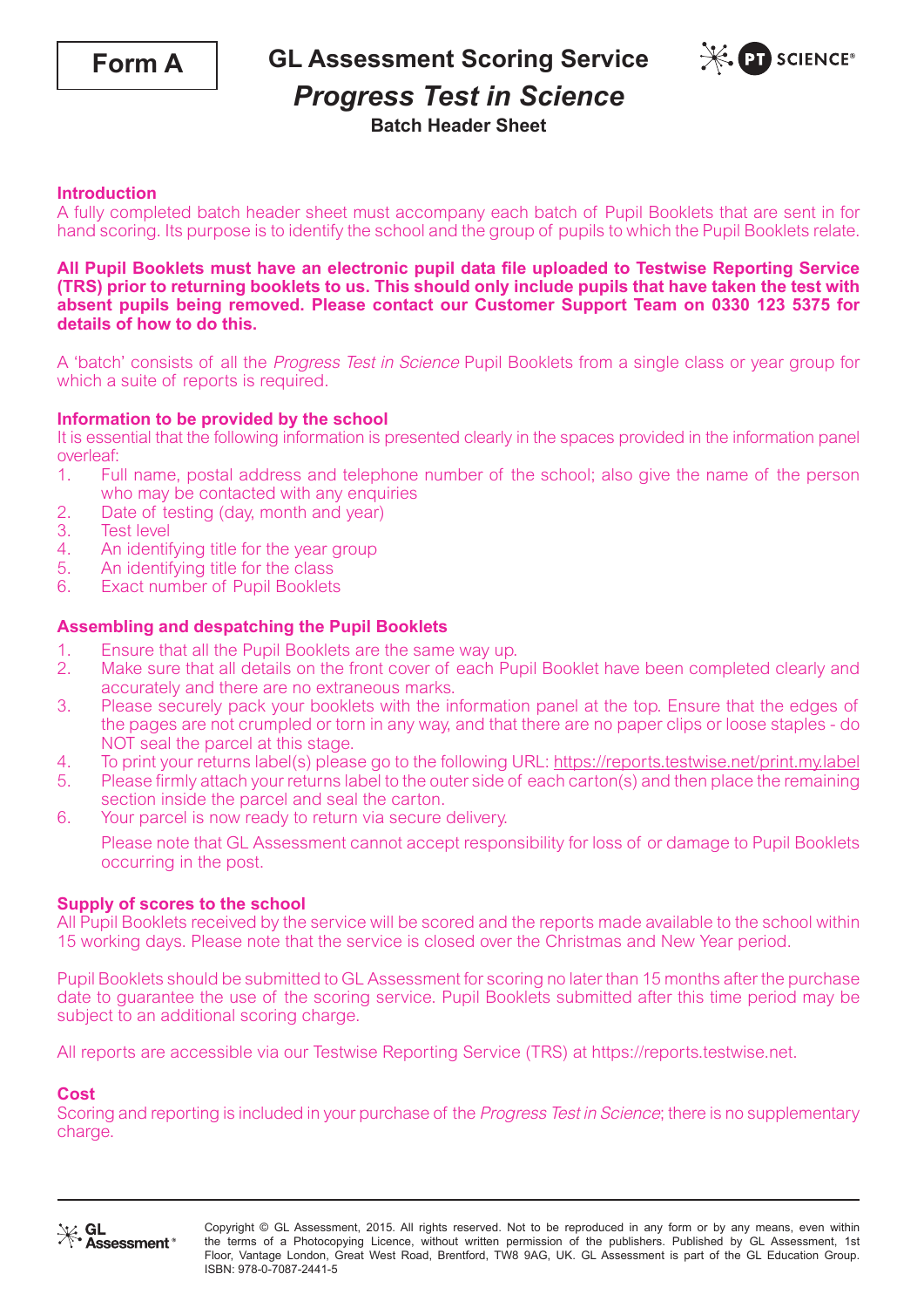**Form A**

# GL Assessment Scoring Service

## *Progress Test in Science*

### Batch Header Sheet

**Introduction**

A fully completed batch header sheet must accompany each batch of Pupil Booklets that are sent in for hand scoring. Its purpose is to identify the school and the group of pupils to which the Pupil Booklets relate.

**All Pupil Booklets must have an electronic pupil data file uploaded to Testwise Reporting Service (TRS) prior to returning booklets to us. This should only include pupils that have taken the test with absent pupils being removed. Please contact our Customer Support Team on 0330 123 5375 for details of how to do this.**

A 'batch' consists of all the *Progress Test in Science* Pupil Booklets from a single class or year group for which a suite of reports is required.

**Information to be provided by the school**

It is essential that the following information is presented clearly in the spaces provided in the information panel overleaf:

1. Full name, postal address and telephone number of the school; also give the name of the person who may be contacted with any enquiries
2. Date of testing (day, month and year)
3. Test level
4. An identifying title for the year group
5. An identifying title for the class
6. Exact number of Pupil Booklets

**Assembling and despatching the Pupil Booklets**

1. Ensure that all the Pupil Booklets are the same way up.
2. Make sure that all details on the front cover of each Pupil Booklet have been completed clearly and accurately and there are no extraneous marks.
3. Please securely pack your booklets with the information panel at the top. Ensure that the edges of the pages are not crumpled or torn in any way, and that there are no paper clips or loose staples - do NOT seal the parcel at this stage.
4. To print your returns label(s) please go to the following URL: https://reports.testwise.net/print.my.label
5. Please firmly attach your returns label to the outer side of each carton(s) and then place the remaining section inside the parcel and seal the carton.
6. Your parcel is now ready to return via secure delivery.

   Please note that GL Assessment cannot accept responsibility for loss of or damage to Pupil Booklets occurring in the post.

**Supply of scores to the school**

All Pupil Booklets received by the service will be scored and the reports made available to the school within 15 working days. Please note that the service is closed over the Christmas and New Year period.

Pupil Booklets should be submitted to GL Assessment for scoring no later than 15 months after the purchase date to guarantee the use of the scoring service. Pupil Booklets submitted after this time period may be subject to an additional scoring charge.

All reports are accessible via our Testwise Reporting Service (TRS) at https://reports.testwise.net.

**Cost**

Scoring and reporting is included in your purchase of the *Progress Test in Science*; there is no supplementary charge.

Copyright © GL Assessment, 2015. All rights reserved. Not to be reproduced in any form or by any means, even within the terms of a Photocopying Licence, without written permission of the publishers. Published by GL Assessment, 1st Floor, Vantage London, Great West Road, Brentford, TW8 9AG, UK. GL Assessment is part of the GL Education Group. ISBN: 978-0-7087-2441-5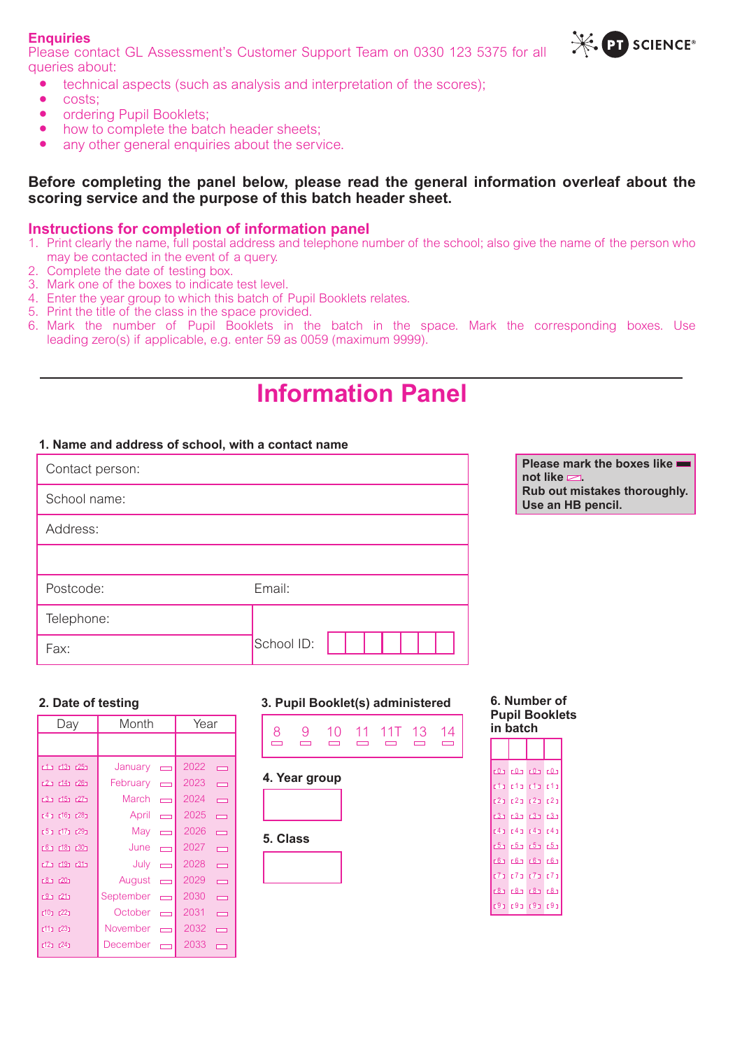## Enquiries

Please contact GL Assessment's Customer Support Team on 0330 123 5375 for all queries about:

- technical aspects (such as analysis and interpretation of the scores);
- costs;
- ordering Pupil Booklets;
- how to complete the batch header sheets;
- any other general enquiries about the service.

PT SCIENCE®

**Before completing the panel below, please read the general information overleaf about the scoring service and the purpose of this batch header sheet.**

## Instructions for completion of information panel

1. Print clearly the name, full postal address and telephone number of the school; also give the name of the person who may be contacted in the event of a query.
2. Complete the date of testing box.
3. Mark one of the boxes to indicate test level.
4. Enter the year group to which this batch of Pupil Booklets relates.
5. Print the title of the class in the space provided.
6. Mark the number of Pupil Booklets in the batch in the space. Mark the corresponding boxes. Use leading zero(s) if applicable, e.g. enter 59 as 0059 (maximum 9999).

# Information Panel

**1. Name and address of school, with a contact name**

| | |
|---|---|
| Contact person: | |
| School name: | |
| Address: | |
| | |
| Postcode: | Email: |
| Telephone: | School ID: |
| Fax: | |

**Please mark the boxes like ▬ not like ▭. Rub out mistakes thoroughly. Use an HB pencil.**

**2. Date of testing**

| Day | | | Month | Year |
|---|---|---|---|---|
| | | | | |
| 1 | 13 | 25 | January | 2022 |
| 2 | 14 | 26 | February | 2023 |
| 3 | 15 | 27 | March | 2024 |
| 4 | 16 | 28 | April | 2025 |
| 5 | 17 | 29 | May | 2026 |
| 6 | 18 | 30 | June | 2027 |
| 7 | 19 | 31 | July | 2028 |
| 8 | 20 | | August | 2029 |
| 9 | 21 | | September | 2030 |
| 10 | 22 | | October | 2031 |
| 11 | 23 | | November | 2032 |
| 12 | 24 | | December | 2033 |

**3. Pupil Booklet(s) administered**

8 9 10 11 11T 13 14

**4. Year group**

**5. Class**

**6. Number of Pupil Booklets in batch**

| | | | |
|---|---|---|---|
| 0 | 0 | 0 | 0 |
| 1 | 1 | 1 | 1 |
| 2 | 2 | 2 | 2 |
| 3 | 3 | 3 | 3 |
| 4 | 4 | 4 | 4 |
| 5 | 5 | 5 | 5 |
| 6 | 6 | 6 | 6 |
| 7 | 7 | 7 | 7 |
| 8 | 8 | 8 | 8 |
| 9 | 9 | 9 | 9 |